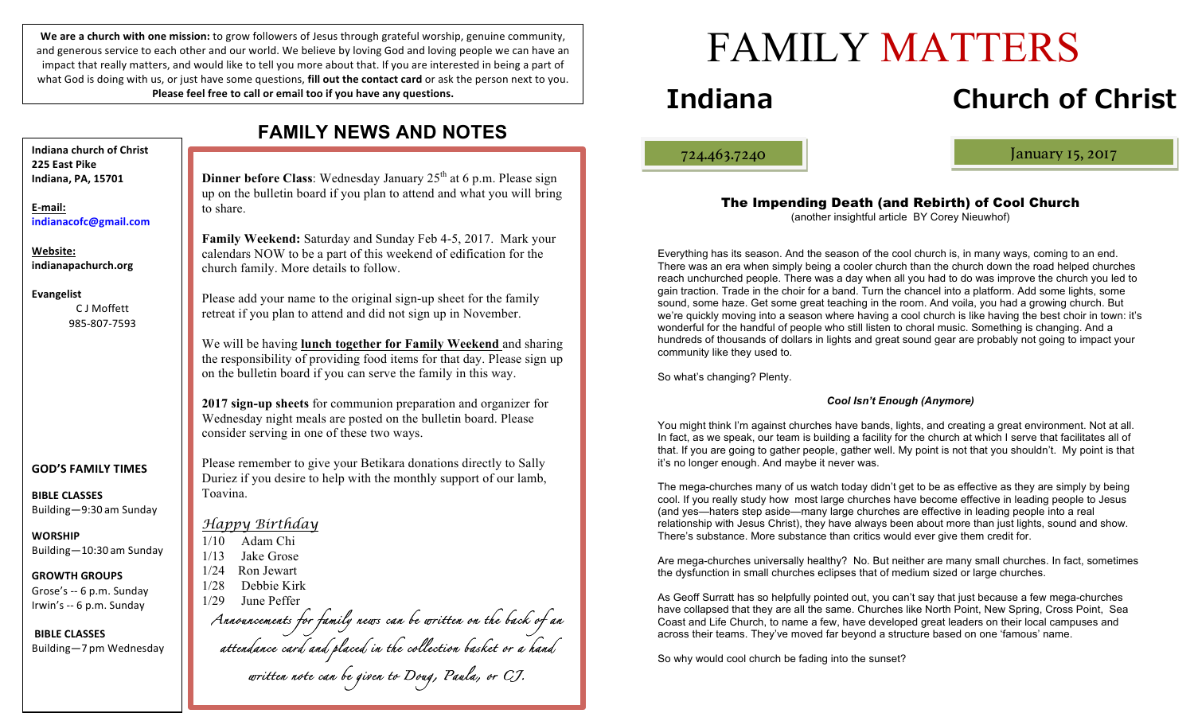**We are a church with one mission:** to grow followers of Jesus through grateful worship, genuine community, and generous service to each other and our world. We believe by loving God and loving people we can have an impact that really matters, and would like to tell you more about that. If you are interested in being a part of what God is doing with us, or just have some questions, **fill out the contact card** or ask the person next to you. **Please feel free to call or email too if you have any questions.**

**Indiana church of Christ**
**225 East Pike**
**Indiana, PA, 15701**

**E-mail:**
**indianacofc@gmail.com**

**Website:**
**indianapachurch.org**

**Evangelist**
C J Moffett
985-807-7593

**GOD'S FAMILY TIMES**

**BIBLE CLASSES**
Building—9:30 am Sunday

**WORSHIP**
Building—10:30 am Sunday

**GROWTH GROUPS**
Grose's -- 6 p.m. Sunday
Irwin's -- 6 p.m. Sunday

**BIBLE CLASSES**
Building—7 pm Wednesday

## FAMILY NEWS AND NOTES

**Dinner before Class**: Wednesday January 25th at 6 p.m. Please sign up on the bulletin board if you plan to attend and what you will bring to share.

**Family Weekend:** Saturday and Sunday Feb 4-5, 2017. Mark your calendars NOW to be a part of this weekend of edification for the church family. More details to follow.

Please add your name to the original sign-up sheet for the family retreat if you plan to attend and did not sign up in November.

We will be having **lunch together for Family Weekend** and sharing the responsibility of providing food items for that day. Please sign up on the bulletin board if you can serve the family in this way.

**2017 sign-up sheets** for communion preparation and organizer for Wednesday night meals are posted on the bulletin board. Please consider serving in one of these two ways.

Please remember to give your Betikara donations directly to Sally Duriez if you desire to help with the monthly support of our lamb, Toavina.

*Happy Birthday*

1/10 Adam Chi
1/13 Jake Grose
1/24 Ron Jewart
1/28 Debbie Kirk
1/29 June Peffer

*Announcements for family news can be written on the back of an attendance card and placed in the collection basket or a hand written note can be given to Doug, Paula, or CJ.*

# FAMILY MATTERS

# Indiana Church of Christ

724.463.7240

January 15, 2017

### The Impending Death (and Rebirth) of Cool Church

(another insightful article BY Corey Nieuwhof)

Everything has its season. And the season of the cool church is, in many ways, coming to an end. There was an era when simply being a cooler church than the church down the road helped churches reach unchurched people. There was a day when all you had to do was improve the church you led to gain traction. Trade in the choir for a band. Turn the chancel into a platform. Add some lights, some sound, some haze. Get some great teaching in the room. And voila, you had a growing church. But we're quickly moving into a season where having a cool church is like having the best choir in town: it's wonderful for the handful of people who still listen to choral music. Something is changing. And a hundreds of thousands of dollars in lights and great sound gear are probably not going to impact your community like they used to.

So what's changing? Plenty.

***Cool Isn't Enough (Anymore)***

You might think I'm against churches have bands, lights, and creating a great environment. Not at all. In fact, as we speak, our team is building a facility for the church at which I serve that facilitates all of that. If you are going to gather people, gather well. My point is not that you shouldn't. My point is that it's no longer enough. And maybe it never was.

The mega-churches many of us watch today didn't get to be as effective as they are simply by being cool. If you really study how most large churches have become effective in leading people to Jesus (and yes—haters step aside—many large churches are effective in leading people into a real relationship with Jesus Christ), they have always been about more than just lights, sound and show. There's substance. More substance than critics would ever give them credit for.

Are mega-churches universally healthy? No. But neither are many small churches. In fact, sometimes the dysfunction in small churches eclipses that of medium sized or large churches.

As Geoff Surratt has so helpfully pointed out, you can't say that just because a few mega-churches have collapsed that they are all the same. Churches like North Point, New Spring, Cross Point, Sea Coast and Life Church, to name a few, have developed great leaders on their local campuses and across their teams. They've moved far beyond a structure based on one 'famous' name.

So why would cool church be fading into the sunset?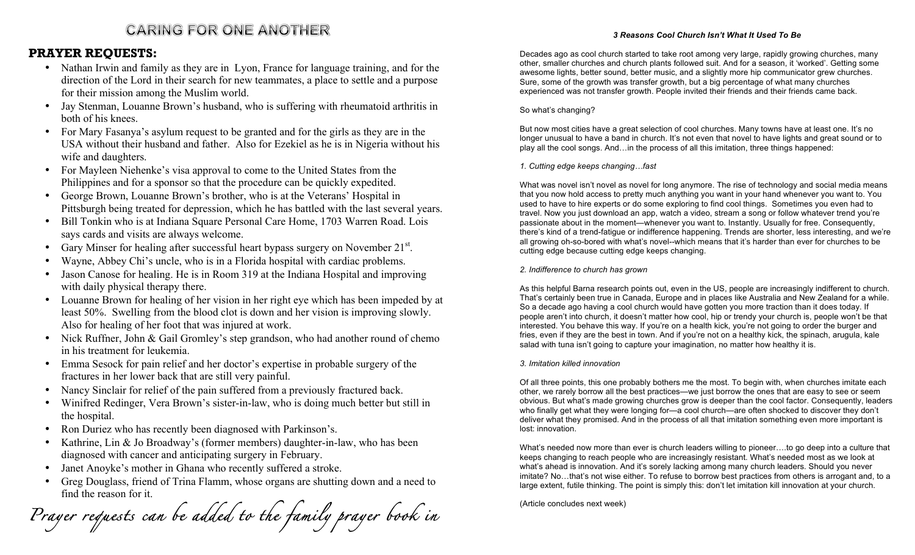# CARING FOR ONE ANOTHER

## PRAYER REQUESTS:

- Nathan Irwin and family as they are in Lyon, France for language training, and for the direction of the Lord in their search for new teammates, a place to settle and a purpose for their mission among the Muslim world.
- Jay Stenman, Louanne Brown's husband, who is suffering with rheumatoid arthritis in both of his knees.
- For Mary Fasanya's asylum request to be granted and for the girls as they are in the USA without their husband and father. Also for Ezekiel as he is in Nigeria without his wife and daughters.
- For Mayleen Niehenke's visa approval to come to the United States from the Philippines and for a sponsor so that the procedure can be quickly expedited.
- George Brown, Louanne Brown's brother, who is at the Veterans' Hospital in Pittsburgh being treated for depression, which he has battled with the last several years.
- Bill Tonkin who is at Indiana Square Personal Care Home, 1703 Warren Road. Lois says cards and visits are always welcome.
- Gary Minser for healing after successful heart bypass surgery on November 21st.
- Wayne, Abbey Chi's uncle, who is in a Florida hospital with cardiac problems.
- Jason Canose for healing. He is in Room 319 at the Indiana Hospital and improving with daily physical therapy there.
- Louanne Brown for healing of her vision in her right eye which has been impeded by at least 50%. Swelling from the blood clot is down and her vision is improving slowly. Also for healing of her foot that was injured at work.
- Nick Ruffner, John & Gail Gromley's step grandson, who had another round of chemo in his treatment for leukemia.
- Emma Sesock for pain relief and her doctor's expertise in probable surgery of the fractures in her lower back that are still very painful.
- Nancy Sinclair for relief of the pain suffered from a previously fractured back.
- Winifred Redinger, Vera Brown's sister-in-law, who is doing much better but still in the hospital.
- Ron Duriez who has recently been diagnosed with Parkinson's.
- Kathrine, Lin & Jo Broadway's (former members) daughter-in-law, who has been diagnosed with cancer and anticipating surgery in February.
- Janet Anoyke's mother in Ghana who recently suffered a stroke.
- Greg Douglass, friend of Trina Flamm, whose organs are shutting down and a need to find the reason for it.

*Prayer requests can be added to the family prayer book in*

***3 Reasons Cool Church Isn't What It Used To Be***

Decades ago as cool church started to take root among very large, rapidly growing churches, many other, smaller churches and church plants followed suit. And for a season, it 'worked'. Getting some awesome lights, better sound, better music, and a slightly more hip communicator grew churches. Sure, some of the growth was transfer growth, but a big percentage of what many churches experienced was not transfer growth. People invited their friends and their friends came back.

So what's changing?

But now most cities have a great selection of cool churches. Many towns have at least one. It's no longer unusual to have a band in church. It's not even that novel to have lights and great sound or to play all the cool songs. And…in the process of all this imitation, three things happened:

*1. Cutting edge keeps changing…fast*

What was novel isn't novel as novel for long anymore. The rise of technology and social media means that you now hold access to pretty much anything you want in your hand whenever you want to. You used to have to hire experts or do some exploring to find cool things. Sometimes you even had to travel. Now you just download an app, watch a video, stream a song or follow whatever trend you're passionate about in the moment—whenever you want to. Instantly. Usually for free. Consequently, there's kind of a trend-fatigue or indifference happening. Trends are shorter, less interesting, and we're all growing oh-so-bored with what's novel--which means that it's harder than ever for churches to be cutting edge because cutting edge keeps changing.

*2. Indifference to church has grown*

As this helpful Barna research points out, even in the US, people are increasingly indifferent to church. That's certainly been true in Canada, Europe and in places like Australia and New Zealand for a while. So a decade ago having a cool church would have gotten you more traction than it does today. If people aren't into church, it doesn't matter how cool, hip or trendy your church is, people won't be that interested. You behave this way. If you're on a health kick, you're not going to order the burger and fries, even if they are the best in town. And if you're not on a healthy kick, the spinach, arugula, kale salad with tuna isn't going to capture your imagination, no matter how healthy it is.

*3. Imitation killed innovation*

Of all three points, this one probably bothers me the most. To begin with, when churches imitate each other, we rarely borrow all the best practices—we just borrow the ones that are easy to see or seem obvious. But what's made growing churches grow is deeper than the cool factor. Consequently, leaders who finally get what they were longing for—a cool church—are often shocked to discover they don't deliver what they promised. And in the process of all that imitation something even more important is lost: innovation.

What's needed now more than ever is church leaders willing to pioneer….to go deep into a culture that keeps changing to reach people who are increasingly resistant. What's needed most as we look at what's ahead is innovation. And it's sorely lacking among many church leaders. Should you never imitate? No…that's not wise either. To refuse to borrow best practices from others is arrogant and, to a large extent, futile thinking. The point is simply this: don't let imitation kill innovation at your church.

(Article concludes next week)